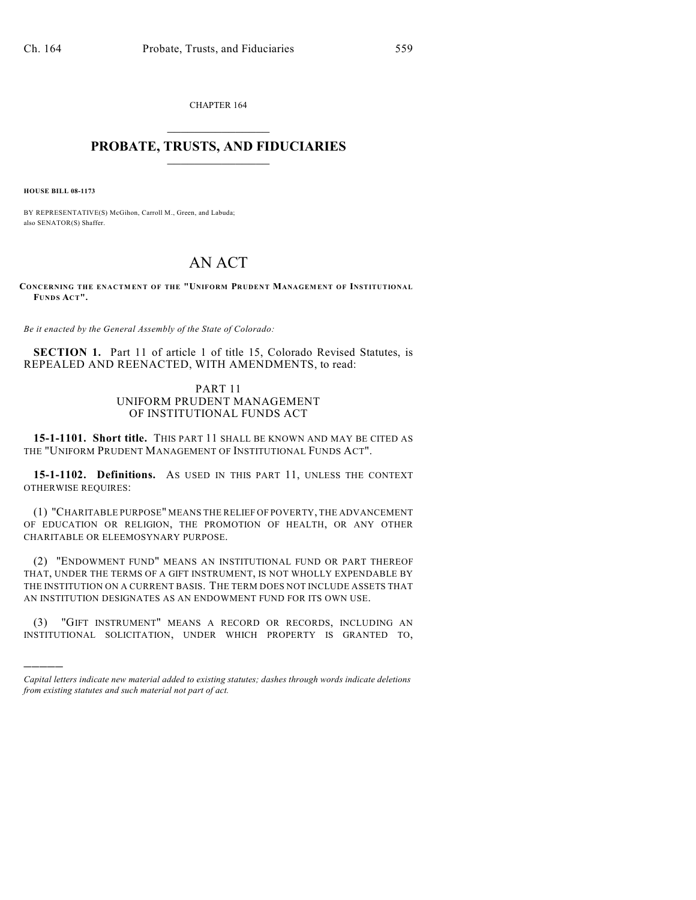CHAPTER 164

# PROBATE, TRUSTS, AND FIDUCIARIES

**HOUSE BILL 08-1173**

BY REPRESENTATIVE(S) McGihon, Carroll M., Green, and Labuda;
also SENATOR(S) Shaffer.

# AN ACT

**CONCERNING THE ENACTMENT OF THE "UNIFORM PRUDENT MANAGEMENT OF INSTITUTIONAL FUNDS ACT".**

*Be it enacted by the General Assembly of the State of Colorado:*

**SECTION 1.** Part 11 of article 1 of title 15, Colorado Revised Statutes, is REPEALED AND REENACTED, WITH AMENDMENTS, to read:

PART 11
UNIFORM PRUDENT MANAGEMENT
OF INSTITUTIONAL FUNDS ACT

**15-1-1101. Short title.** THIS PART 11 SHALL BE KNOWN AND MAY BE CITED AS THE "UNIFORM PRUDENT MANAGEMENT OF INSTITUTIONAL FUNDS ACT".

**15-1-1102. Definitions.** AS USED IN THIS PART 11, UNLESS THE CONTEXT OTHERWISE REQUIRES:

(1) "CHARITABLE PURPOSE" MEANS THE RELIEF OF POVERTY, THE ADVANCEMENT OF EDUCATION OR RELIGION, THE PROMOTION OF HEALTH, OR ANY OTHER CHARITABLE OR ELEEMOSYNARY PURPOSE.

(2) "ENDOWMENT FUND" MEANS AN INSTITUTIONAL FUND OR PART THEREOF THAT, UNDER THE TERMS OF A GIFT INSTRUMENT, IS NOT WHOLLY EXPENDABLE BY THE INSTITUTION ON A CURRENT BASIS. THE TERM DOES NOT INCLUDE ASSETS THAT AN INSTITUTION DESIGNATES AS AN ENDOWMENT FUND FOR ITS OWN USE.

(3) "GIFT INSTRUMENT" MEANS A RECORD OR RECORDS, INCLUDING AN INSTITUTIONAL SOLICITATION, UNDER WHICH PROPERTY IS GRANTED TO,

---

*Capital letters indicate new material added to existing statutes; dashes through words indicate deletions from existing statutes and such material not part of act.*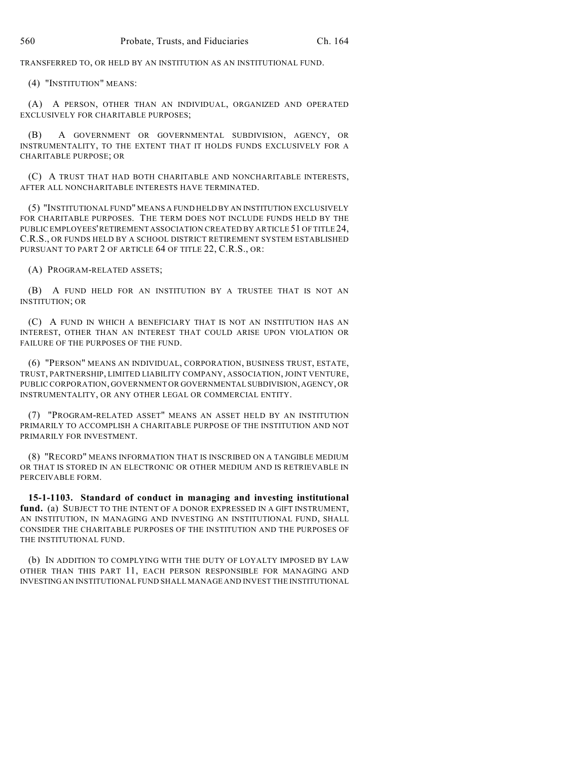TRANSFERRED TO, OR HELD BY AN INSTITUTION AS AN INSTITUTIONAL FUND.

(4) "INSTITUTION" MEANS:

(A) A PERSON, OTHER THAN AN INDIVIDUAL, ORGANIZED AND OPERATED EXCLUSIVELY FOR CHARITABLE PURPOSES;

(B) A GOVERNMENT OR GOVERNMENTAL SUBDIVISION, AGENCY, OR INSTRUMENTALITY, TO THE EXTENT THAT IT HOLDS FUNDS EXCLUSIVELY FOR A CHARITABLE PURPOSE; OR

(C) A TRUST THAT HAD BOTH CHARITABLE AND NONCHARITABLE INTERESTS, AFTER ALL NONCHARITABLE INTERESTS HAVE TERMINATED.

(5) "INSTITUTIONAL FUND" MEANS A FUND HELD BY AN INSTITUTION EXCLUSIVELY FOR CHARITABLE PURPOSES. THE TERM DOES NOT INCLUDE FUNDS HELD BY THE PUBLIC EMPLOYEES' RETIREMENT ASSOCIATION CREATED BY ARTICLE 51 OF TITLE 24, C.R.S., OR FUNDS HELD BY A SCHOOL DISTRICT RETIREMENT SYSTEM ESTABLISHED PURSUANT TO PART 2 OF ARTICLE 64 OF TITLE 22, C.R.S., OR:

(A) PROGRAM-RELATED ASSETS;

(B) A FUND HELD FOR AN INSTITUTION BY A TRUSTEE THAT IS NOT AN INSTITUTION; OR

(C) A FUND IN WHICH A BENEFICIARY THAT IS NOT AN INSTITUTION HAS AN INTEREST, OTHER THAN AN INTEREST THAT COULD ARISE UPON VIOLATION OR FAILURE OF THE PURPOSES OF THE FUND.

(6) "PERSON" MEANS AN INDIVIDUAL, CORPORATION, BUSINESS TRUST, ESTATE, TRUST, PARTNERSHIP, LIMITED LIABILITY COMPANY, ASSOCIATION, JOINT VENTURE, PUBLIC CORPORATION, GOVERNMENT OR GOVERNMENTAL SUBDIVISION, AGENCY, OR INSTRUMENTALITY, OR ANY OTHER LEGAL OR COMMERCIAL ENTITY.

(7) "PROGRAM-RELATED ASSET" MEANS AN ASSET HELD BY AN INSTITUTION PRIMARILY TO ACCOMPLISH A CHARITABLE PURPOSE OF THE INSTITUTION AND NOT PRIMARILY FOR INVESTMENT.

(8) "RECORD" MEANS INFORMATION THAT IS INSCRIBED ON A TANGIBLE MEDIUM OR THAT IS STORED IN AN ELECTRONIC OR OTHER MEDIUM AND IS RETRIEVABLE IN PERCEIVABLE FORM.

**15-1-1103. Standard of conduct in managing and investing institutional fund.** (a) SUBJECT TO THE INTENT OF A DONOR EXPRESSED IN A GIFT INSTRUMENT, AN INSTITUTION, IN MANAGING AND INVESTING AN INSTITUTIONAL FUND, SHALL CONSIDER THE CHARITABLE PURPOSES OF THE INSTITUTION AND THE PURPOSES OF THE INSTITUTIONAL FUND.

(b) IN ADDITION TO COMPLYING WITH THE DUTY OF LOYALTY IMPOSED BY LAW OTHER THAN THIS PART 11, EACH PERSON RESPONSIBLE FOR MANAGING AND INVESTING AN INSTITUTIONAL FUND SHALL MANAGE AND INVEST THE INSTITUTIONAL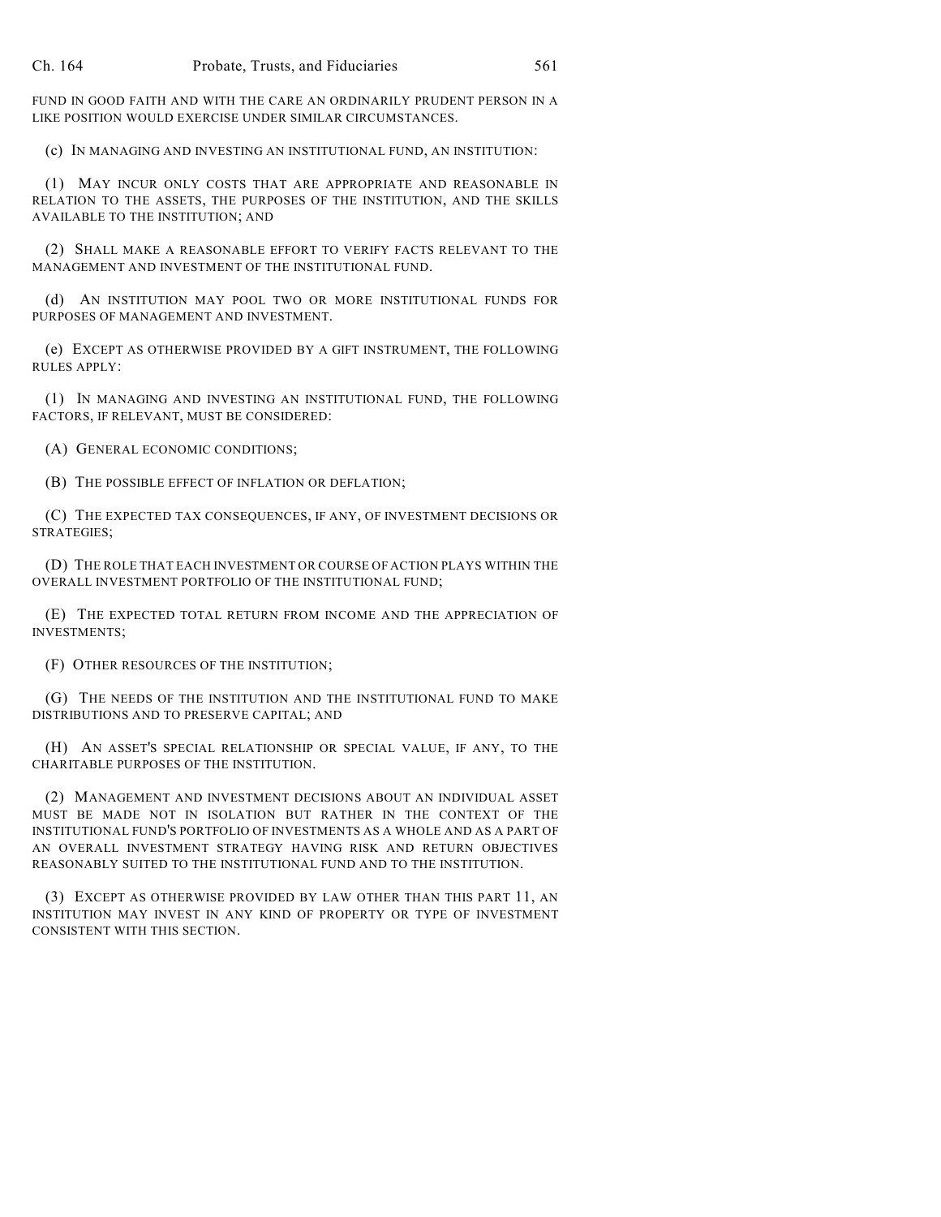FUND IN GOOD FAITH AND WITH THE CARE AN ORDINARILY PRUDENT PERSON IN A LIKE POSITION WOULD EXERCISE UNDER SIMILAR CIRCUMSTANCES.

(c) IN MANAGING AND INVESTING AN INSTITUTIONAL FUND, AN INSTITUTION:

(1) MAY INCUR ONLY COSTS THAT ARE APPROPRIATE AND REASONABLE IN RELATION TO THE ASSETS, THE PURPOSES OF THE INSTITUTION, AND THE SKILLS AVAILABLE TO THE INSTITUTION; AND

(2) SHALL MAKE A REASONABLE EFFORT TO VERIFY FACTS RELEVANT TO THE MANAGEMENT AND INVESTMENT OF THE INSTITUTIONAL FUND.

(d) AN INSTITUTION MAY POOL TWO OR MORE INSTITUTIONAL FUNDS FOR PURPOSES OF MANAGEMENT AND INVESTMENT.

(e) EXCEPT AS OTHERWISE PROVIDED BY A GIFT INSTRUMENT, THE FOLLOWING RULES APPLY:

(1) IN MANAGING AND INVESTING AN INSTITUTIONAL FUND, THE FOLLOWING FACTORS, IF RELEVANT, MUST BE CONSIDERED:

(A) GENERAL ECONOMIC CONDITIONS;

(B) THE POSSIBLE EFFECT OF INFLATION OR DEFLATION;

(C) THE EXPECTED TAX CONSEQUENCES, IF ANY, OF INVESTMENT DECISIONS OR STRATEGIES;

(D) THE ROLE THAT EACH INVESTMENT OR COURSE OF ACTION PLAYS WITHIN THE OVERALL INVESTMENT PORTFOLIO OF THE INSTITUTIONAL FUND;

(E) THE EXPECTED TOTAL RETURN FROM INCOME AND THE APPRECIATION OF INVESTMENTS;

(F) OTHER RESOURCES OF THE INSTITUTION;

(G) THE NEEDS OF THE INSTITUTION AND THE INSTITUTIONAL FUND TO MAKE DISTRIBUTIONS AND TO PRESERVE CAPITAL; AND

(H) AN ASSET'S SPECIAL RELATIONSHIP OR SPECIAL VALUE, IF ANY, TO THE CHARITABLE PURPOSES OF THE INSTITUTION.

(2) MANAGEMENT AND INVESTMENT DECISIONS ABOUT AN INDIVIDUAL ASSET MUST BE MADE NOT IN ISOLATION BUT RATHER IN THE CONTEXT OF THE INSTITUTIONAL FUND'S PORTFOLIO OF INVESTMENTS AS A WHOLE AND AS A PART OF AN OVERALL INVESTMENT STRATEGY HAVING RISK AND RETURN OBJECTIVES REASONABLY SUITED TO THE INSTITUTIONAL FUND AND TO THE INSTITUTION.

(3) EXCEPT AS OTHERWISE PROVIDED BY LAW OTHER THAN THIS PART 11, AN INSTITUTION MAY INVEST IN ANY KIND OF PROPERTY OR TYPE OF INVESTMENT CONSISTENT WITH THIS SECTION.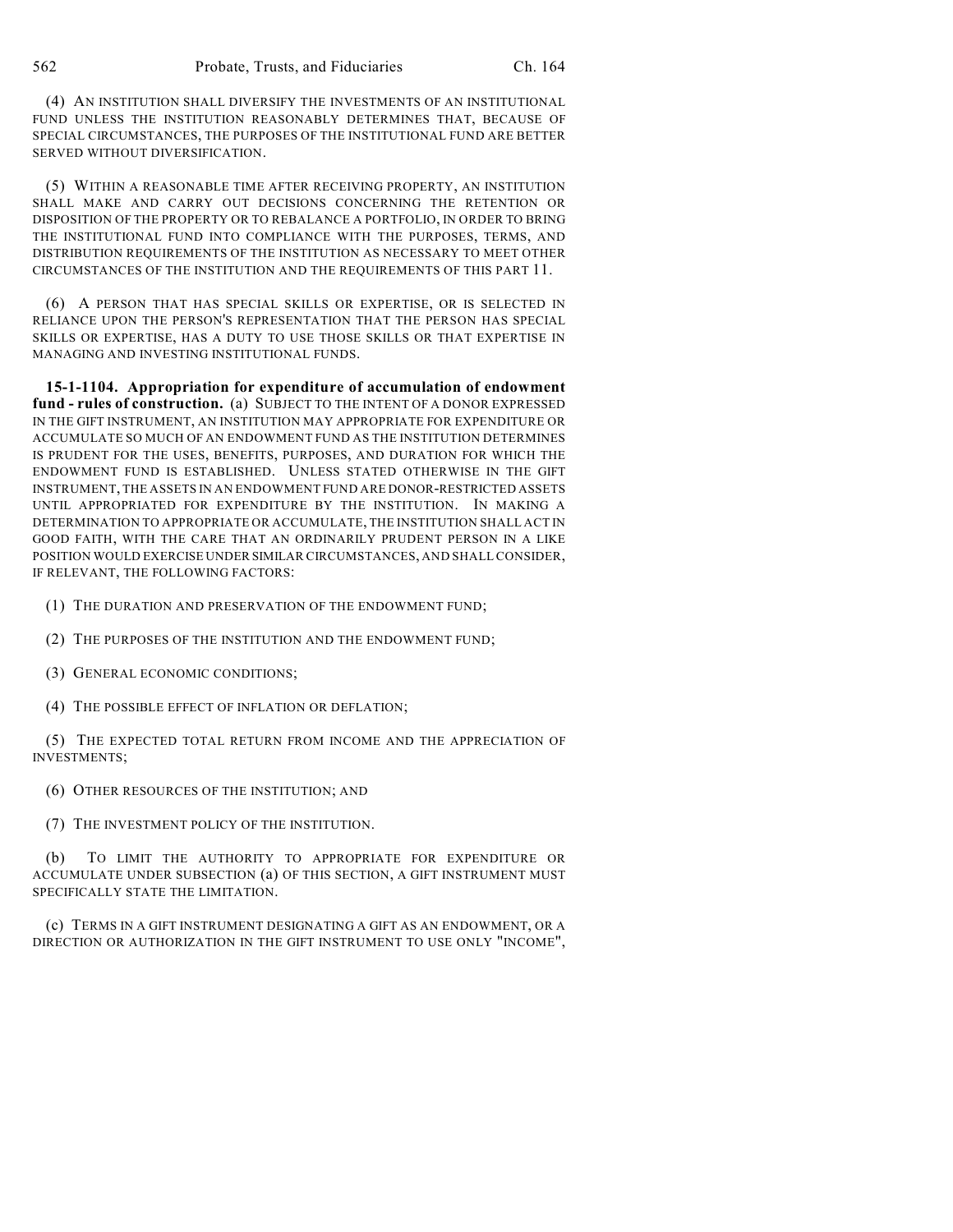(4) AN INSTITUTION SHALL DIVERSIFY THE INVESTMENTS OF AN INSTITUTIONAL FUND UNLESS THE INSTITUTION REASONABLY DETERMINES THAT, BECAUSE OF SPECIAL CIRCUMSTANCES, THE PURPOSES OF THE INSTITUTIONAL FUND ARE BETTER SERVED WITHOUT DIVERSIFICATION.

(5) WITHIN A REASONABLE TIME AFTER RECEIVING PROPERTY, AN INSTITUTION SHALL MAKE AND CARRY OUT DECISIONS CONCERNING THE RETENTION OR DISPOSITION OF THE PROPERTY OR TO REBALANCE A PORTFOLIO, IN ORDER TO BRING THE INSTITUTIONAL FUND INTO COMPLIANCE WITH THE PURPOSES, TERMS, AND DISTRIBUTION REQUIREMENTS OF THE INSTITUTION AS NECESSARY TO MEET OTHER CIRCUMSTANCES OF THE INSTITUTION AND THE REQUIREMENTS OF THIS PART 11.

(6) A PERSON THAT HAS SPECIAL SKILLS OR EXPERTISE, OR IS SELECTED IN RELIANCE UPON THE PERSON'S REPRESENTATION THAT THE PERSON HAS SPECIAL SKILLS OR EXPERTISE, HAS A DUTY TO USE THOSE SKILLS OR THAT EXPERTISE IN MANAGING AND INVESTING INSTITUTIONAL FUNDS.

**15-1-1104. Appropriation for expenditure of accumulation of endowment fund - rules of construction.** (a) SUBJECT TO THE INTENT OF A DONOR EXPRESSED IN THE GIFT INSTRUMENT, AN INSTITUTION MAY APPROPRIATE FOR EXPENDITURE OR ACCUMULATE SO MUCH OF AN ENDOWMENT FUND AS THE INSTITUTION DETERMINES IS PRUDENT FOR THE USES, BENEFITS, PURPOSES, AND DURATION FOR WHICH THE ENDOWMENT FUND IS ESTABLISHED. UNLESS STATED OTHERWISE IN THE GIFT INSTRUMENT, THE ASSETS IN AN ENDOWMENT FUND ARE DONOR-RESTRICTED ASSETS UNTIL APPROPRIATED FOR EXPENDITURE BY THE INSTITUTION. IN MAKING A DETERMINATION TO APPROPRIATE OR ACCUMULATE, THE INSTITUTION SHALL ACT IN GOOD FAITH, WITH THE CARE THAT AN ORDINARILY PRUDENT PERSON IN A LIKE POSITION WOULD EXERCISE UNDER SIMILAR CIRCUMSTANCES, AND SHALL CONSIDER, IF RELEVANT, THE FOLLOWING FACTORS:

(1) THE DURATION AND PRESERVATION OF THE ENDOWMENT FUND;

(2) THE PURPOSES OF THE INSTITUTION AND THE ENDOWMENT FUND;

(3) GENERAL ECONOMIC CONDITIONS;

(4) THE POSSIBLE EFFECT OF INFLATION OR DEFLATION;

(5) THE EXPECTED TOTAL RETURN FROM INCOME AND THE APPRECIATION OF INVESTMENTS;

(6) OTHER RESOURCES OF THE INSTITUTION; AND

(7) THE INVESTMENT POLICY OF THE INSTITUTION.

(b) TO LIMIT THE AUTHORITY TO APPROPRIATE FOR EXPENDITURE OR ACCUMULATE UNDER SUBSECTION (a) OF THIS SECTION, A GIFT INSTRUMENT MUST SPECIFICALLY STATE THE LIMITATION.

(c) TERMS IN A GIFT INSTRUMENT DESIGNATING A GIFT AS AN ENDOWMENT, OR A DIRECTION OR AUTHORIZATION IN THE GIFT INSTRUMENT TO USE ONLY "INCOME",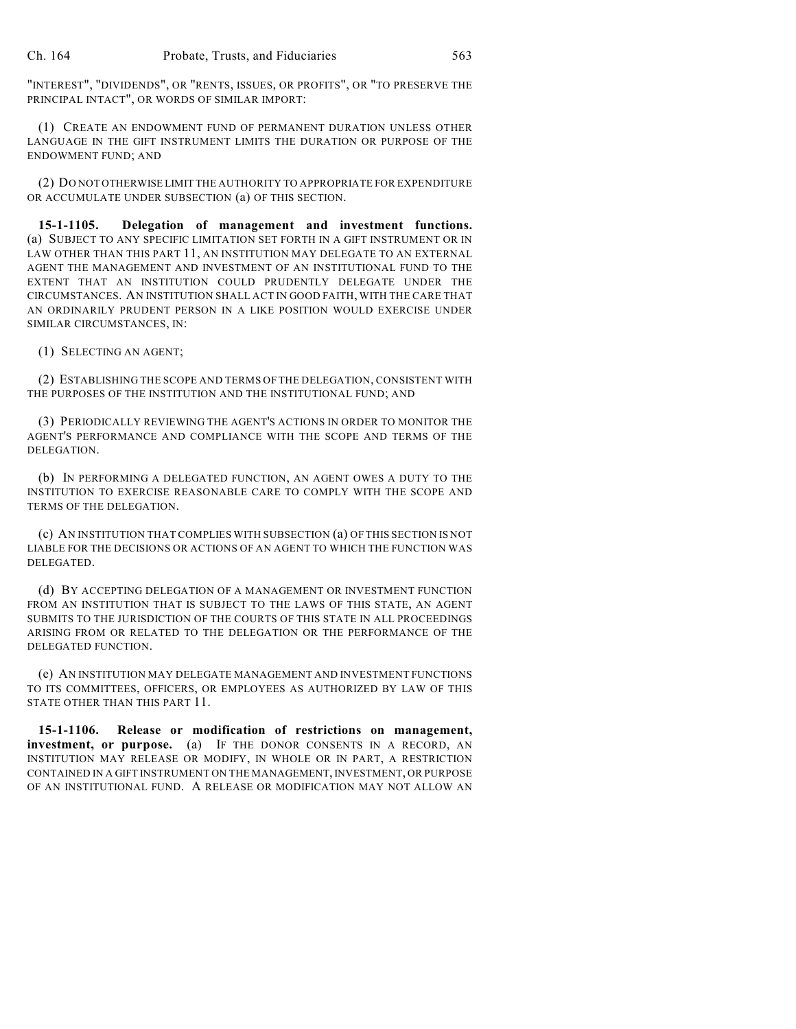"INTEREST", "DIVIDENDS", OR "RENTS, ISSUES, OR PROFITS", OR "TO PRESERVE THE PRINCIPAL INTACT", OR WORDS OF SIMILAR IMPORT:

(1) CREATE AN ENDOWMENT FUND OF PERMANENT DURATION UNLESS OTHER LANGUAGE IN THE GIFT INSTRUMENT LIMITS THE DURATION OR PURPOSE OF THE ENDOWMENT FUND; AND

(2) DO NOT OTHERWISE LIMIT THE AUTHORITY TO APPROPRIATE FOR EXPENDITURE OR ACCUMULATE UNDER SUBSECTION (a) OF THIS SECTION.

**15-1-1105. Delegation of management and investment functions.** (a) SUBJECT TO ANY SPECIFIC LIMITATION SET FORTH IN A GIFT INSTRUMENT OR IN LAW OTHER THAN THIS PART 11, AN INSTITUTION MAY DELEGATE TO AN EXTERNAL AGENT THE MANAGEMENT AND INVESTMENT OF AN INSTITUTIONAL FUND TO THE EXTENT THAT AN INSTITUTION COULD PRUDENTLY DELEGATE UNDER THE CIRCUMSTANCES. AN INSTITUTION SHALL ACT IN GOOD FAITH, WITH THE CARE THAT AN ORDINARILY PRUDENT PERSON IN A LIKE POSITION WOULD EXERCISE UNDER SIMILAR CIRCUMSTANCES, IN:

(1) SELECTING AN AGENT;

(2) ESTABLISHING THE SCOPE AND TERMS OF THE DELEGATION, CONSISTENT WITH THE PURPOSES OF THE INSTITUTION AND THE INSTITUTIONAL FUND; AND

(3) PERIODICALLY REVIEWING THE AGENT'S ACTIONS IN ORDER TO MONITOR THE AGENT'S PERFORMANCE AND COMPLIANCE WITH THE SCOPE AND TERMS OF THE DELEGATION.

(b) IN PERFORMING A DELEGATED FUNCTION, AN AGENT OWES A DUTY TO THE INSTITUTION TO EXERCISE REASONABLE CARE TO COMPLY WITH THE SCOPE AND TERMS OF THE DELEGATION.

(c) AN INSTITUTION THAT COMPLIES WITH SUBSECTION (a) OF THIS SECTION IS NOT LIABLE FOR THE DECISIONS OR ACTIONS OF AN AGENT TO WHICH THE FUNCTION WAS DELEGATED.

(d) BY ACCEPTING DELEGATION OF A MANAGEMENT OR INVESTMENT FUNCTION FROM AN INSTITUTION THAT IS SUBJECT TO THE LAWS OF THIS STATE, AN AGENT SUBMITS TO THE JURISDICTION OF THE COURTS OF THIS STATE IN ALL PROCEEDINGS ARISING FROM OR RELATED TO THE DELEGATION OR THE PERFORMANCE OF THE DELEGATED FUNCTION.

(e) AN INSTITUTION MAY DELEGATE MANAGEMENT AND INVESTMENT FUNCTIONS TO ITS COMMITTEES, OFFICERS, OR EMPLOYEES AS AUTHORIZED BY LAW OF THIS STATE OTHER THAN THIS PART 11.

**15-1-1106. Release or modification of restrictions on management, investment, or purpose.** (a) IF THE DONOR CONSENTS IN A RECORD, AN INSTITUTION MAY RELEASE OR MODIFY, IN WHOLE OR IN PART, A RESTRICTION CONTAINED IN A GIFT INSTRUMENT ON THE MANAGEMENT, INVESTMENT, OR PURPOSE OF AN INSTITUTIONAL FUND. A RELEASE OR MODIFICATION MAY NOT ALLOW AN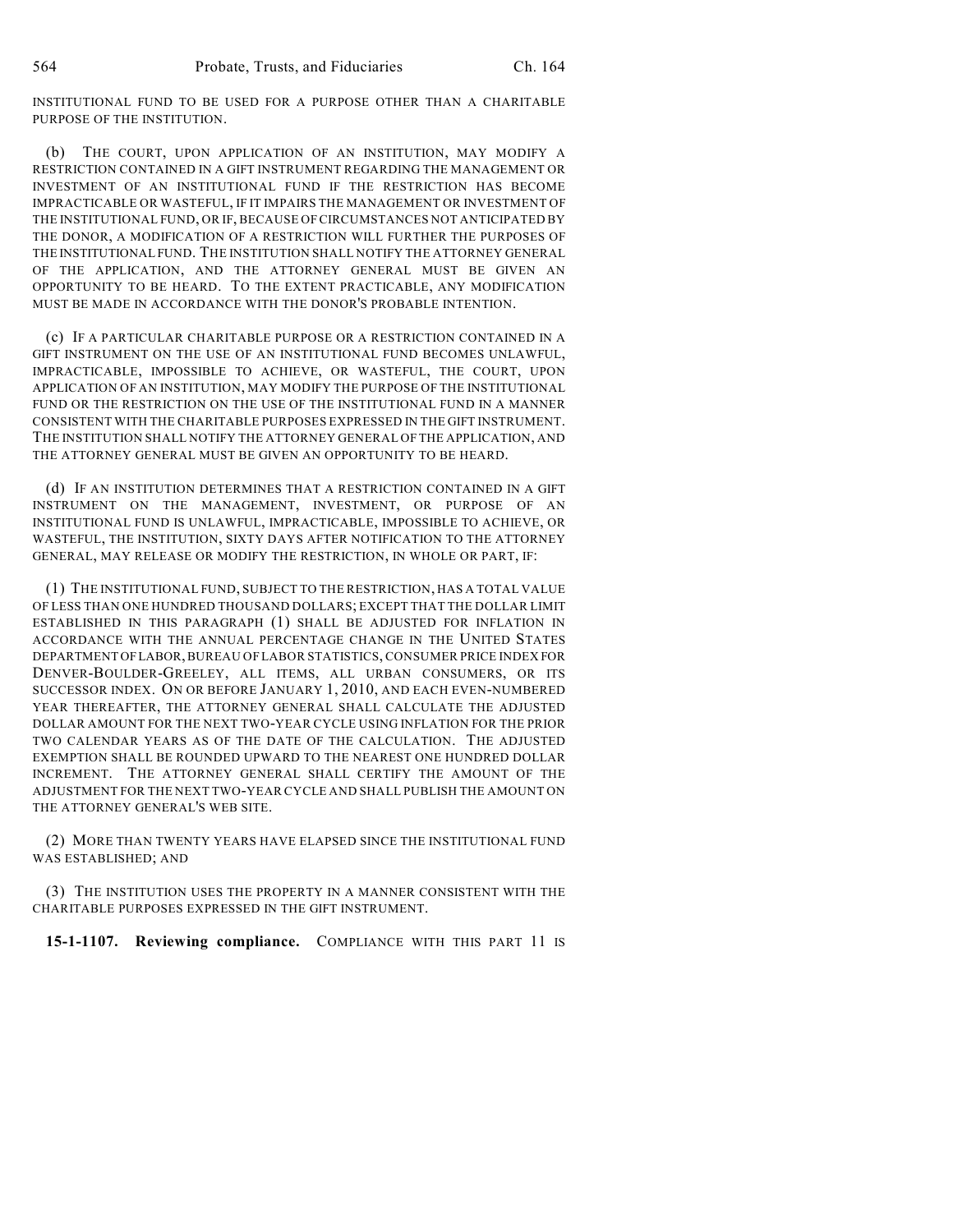INSTITUTIONAL FUND TO BE USED FOR A PURPOSE OTHER THAN A CHARITABLE PURPOSE OF THE INSTITUTION.

(b) THE COURT, UPON APPLICATION OF AN INSTITUTION, MAY MODIFY A RESTRICTION CONTAINED IN A GIFT INSTRUMENT REGARDING THE MANAGEMENT OR INVESTMENT OF AN INSTITUTIONAL FUND IF THE RESTRICTION HAS BECOME IMPRACTICABLE OR WASTEFUL, IF IT IMPAIRS THE MANAGEMENT OR INVESTMENT OF THE INSTITUTIONAL FUND, OR IF, BECAUSE OF CIRCUMSTANCES NOT ANTICIPATED BY THE DONOR, A MODIFICATION OF A RESTRICTION WILL FURTHER THE PURPOSES OF THE INSTITUTIONAL FUND. THE INSTITUTION SHALL NOTIFY THE ATTORNEY GENERAL OF THE APPLICATION, AND THE ATTORNEY GENERAL MUST BE GIVEN AN OPPORTUNITY TO BE HEARD. TO THE EXTENT PRACTICABLE, ANY MODIFICATION MUST BE MADE IN ACCORDANCE WITH THE DONOR'S PROBABLE INTENTION.

(c) IF A PARTICULAR CHARITABLE PURPOSE OR A RESTRICTION CONTAINED IN A GIFT INSTRUMENT ON THE USE OF AN INSTITUTIONAL FUND BECOMES UNLAWFUL, IMPRACTICABLE, IMPOSSIBLE TO ACHIEVE, OR WASTEFUL, THE COURT, UPON APPLICATION OF AN INSTITUTION, MAY MODIFY THE PURPOSE OF THE INSTITUTIONAL FUND OR THE RESTRICTION ON THE USE OF THE INSTITUTIONAL FUND IN A MANNER CONSISTENT WITH THE CHARITABLE PURPOSES EXPRESSED IN THE GIFT INSTRUMENT. THE INSTITUTION SHALL NOTIFY THE ATTORNEY GENERAL OF THE APPLICATION, AND THE ATTORNEY GENERAL MUST BE GIVEN AN OPPORTUNITY TO BE HEARD.

(d) IF AN INSTITUTION DETERMINES THAT A RESTRICTION CONTAINED IN A GIFT INSTRUMENT ON THE MANAGEMENT, INVESTMENT, OR PURPOSE OF AN INSTITUTIONAL FUND IS UNLAWFUL, IMPRACTICABLE, IMPOSSIBLE TO ACHIEVE, OR WASTEFUL, THE INSTITUTION, SIXTY DAYS AFTER NOTIFICATION TO THE ATTORNEY GENERAL, MAY RELEASE OR MODIFY THE RESTRICTION, IN WHOLE OR PART, IF:

(1) THE INSTITUTIONAL FUND, SUBJECT TO THE RESTRICTION, HAS A TOTAL VALUE OF LESS THAN ONE HUNDRED THOUSAND DOLLARS; EXCEPT THAT THE DOLLAR LIMIT ESTABLISHED IN THIS PARAGRAPH (1) SHALL BE ADJUSTED FOR INFLATION IN ACCORDANCE WITH THE ANNUAL PERCENTAGE CHANGE IN THE UNITED STATES DEPARTMENT OF LABOR, BUREAU OF LABOR STATISTICS, CONSUMER PRICE INDEX FOR DENVER-BOULDER-GREELEY, ALL ITEMS, ALL URBAN CONSUMERS, OR ITS SUCCESSOR INDEX. ON OR BEFORE JANUARY 1, 2010, AND EACH EVEN-NUMBERED YEAR THEREAFTER, THE ATTORNEY GENERAL SHALL CALCULATE THE ADJUSTED DOLLAR AMOUNT FOR THE NEXT TWO-YEAR CYCLE USING INFLATION FOR THE PRIOR TWO CALENDAR YEARS AS OF THE DATE OF THE CALCULATION. THE ADJUSTED EXEMPTION SHALL BE ROUNDED UPWARD TO THE NEAREST ONE HUNDRED DOLLAR INCREMENT. THE ATTORNEY GENERAL SHALL CERTIFY THE AMOUNT OF THE ADJUSTMENT FOR THE NEXT TWO-YEAR CYCLE AND SHALL PUBLISH THE AMOUNT ON THE ATTORNEY GENERAL'S WEB SITE.

(2) MORE THAN TWENTY YEARS HAVE ELAPSED SINCE THE INSTITUTIONAL FUND WAS ESTABLISHED; AND

(3) THE INSTITUTION USES THE PROPERTY IN A MANNER CONSISTENT WITH THE CHARITABLE PURPOSES EXPRESSED IN THE GIFT INSTRUMENT.

**15-1-1107. Reviewing compliance.** COMPLIANCE WITH THIS PART 11 IS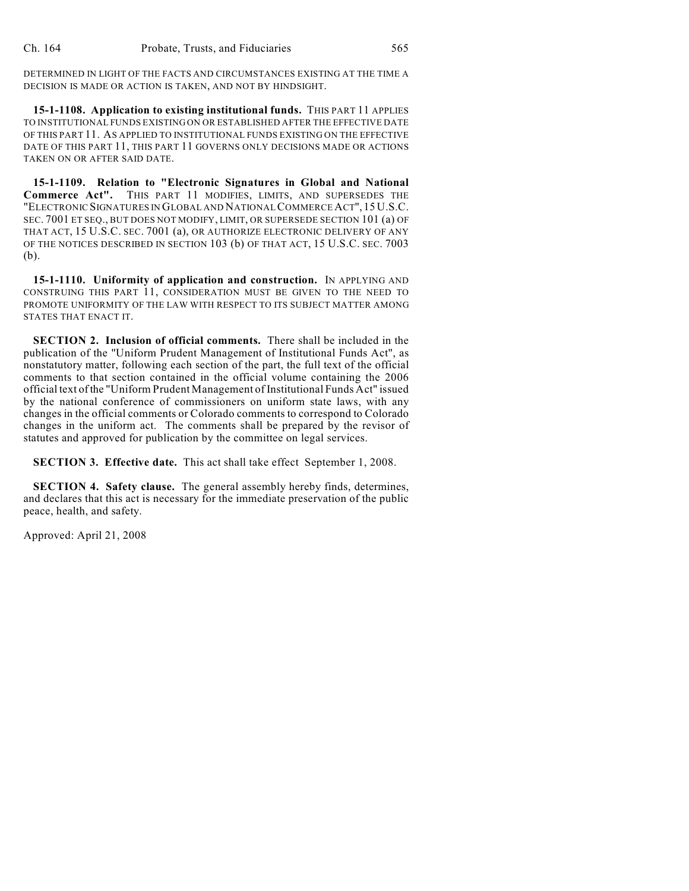DETERMINED IN LIGHT OF THE FACTS AND CIRCUMSTANCES EXISTING AT THE TIME A DECISION IS MADE OR ACTION IS TAKEN, AND NOT BY HINDSIGHT.

**15-1-1108. Application to existing institutional funds.** THIS PART 11 APPLIES TO INSTITUTIONAL FUNDS EXISTING ON OR ESTABLISHED AFTER THE EFFECTIVE DATE OF THIS PART 11. AS APPLIED TO INSTITUTIONAL FUNDS EXISTING ON THE EFFECTIVE DATE OF THIS PART 11, THIS PART 11 GOVERNS ONLY DECISIONS MADE OR ACTIONS TAKEN ON OR AFTER SAID DATE.

**15-1-1109. Relation to "Electronic Signatures in Global and National Commerce Act".** THIS PART 11 MODIFIES, LIMITS, AND SUPERSEDES THE "ELECTRONIC SIGNATURES IN GLOBAL AND NATIONAL COMMERCE ACT", 15 U.S.C. SEC. 7001 ET SEQ., BUT DOES NOT MODIFY, LIMIT, OR SUPERSEDE SECTION 101 (a) OF THAT ACT, 15 U.S.C. SEC. 7001 (a), OR AUTHORIZE ELECTRONIC DELIVERY OF ANY OF THE NOTICES DESCRIBED IN SECTION 103 (b) OF THAT ACT, 15 U.S.C. SEC. 7003 (b).

**15-1-1110. Uniformity of application and construction.** IN APPLYING AND CONSTRUING THIS PART 11, CONSIDERATION MUST BE GIVEN TO THE NEED TO PROMOTE UNIFORMITY OF THE LAW WITH RESPECT TO ITS SUBJECT MATTER AMONG STATES THAT ENACT IT.

**SECTION 2. Inclusion of official comments.** There shall be included in the publication of the "Uniform Prudent Management of Institutional Funds Act", as nonstatutory matter, following each section of the part, the full text of the official comments to that section contained in the official volume containing the 2006 official text of the "Uniform Prudent Management of Institutional Funds Act" issued by the national conference of commissioners on uniform state laws, with any changes in the official comments or Colorado comments to correspond to Colorado changes in the uniform act. The comments shall be prepared by the revisor of statutes and approved for publication by the committee on legal services.

**SECTION 3. Effective date.** This act shall take effect September 1, 2008.

**SECTION 4. Safety clause.** The general assembly hereby finds, determines, and declares that this act is necessary for the immediate preservation of the public peace, health, and safety.

Approved: April 21, 2008